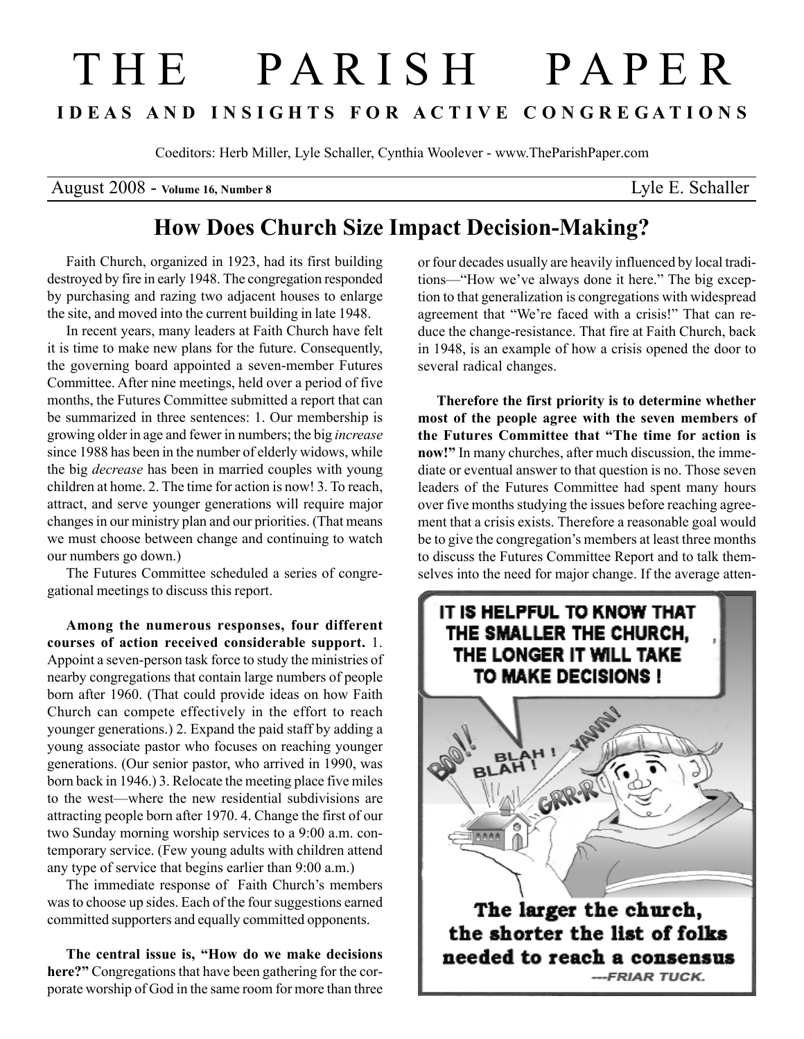# THE PARISH PAPER

**IDEAS AND INSIGHTS FOR ACTIVE CONGREGATIONS**

Coeditors: Herb Miller, Lyle Schaller, Cynthia Woolever - www.TheParishPaper.com

August 2008 - **Volume 16, Number 8** Lyle E. Schaller

## How Does Church Size Impact Decision-Making?

Faith Church, organized in 1923, had its first building destroyed by fire in early 1948. The congregation responded by purchasing and razing two adjacent houses to enlarge the site, and moved into the current building in late 1948.

In recent years, many leaders at Faith Church have felt it is time to make new plans for the future. Consequently, the governing board appointed a seven-member Futures Committee. After nine meetings, held over a period of five months, the Futures Committee submitted a report that can be summarized in three sentences: 1. Our membership is growing older in age and fewer in numbers; the big *increase* since 1988 has been in the number of elderly widows, while the big *decrease* has been in married couples with young children at home. 2. The time for action is now! 3. To reach, attract, and serve younger generations will require major changes in our ministry plan and our priorities. (That means we must choose between change and continuing to watch our numbers go down.)

The Futures Committee scheduled a series of congregational meetings to discuss this report.

**Among the numerous responses, four different courses of action received considerable support.** 1. Appoint a seven-person task force to study the ministries of nearby congregations that contain large numbers of people born after 1960. (That could provide ideas on how Faith Church can compete effectively in the effort to reach younger generations.) 2. Expand the paid staff by adding a young associate pastor who focuses on reaching younger generations. (Our senior pastor, who arrived in 1990, was born back in 1946.) 3. Relocate the meeting place five miles to the west—where the new residential subdivisions are attracting people born after 1970. 4. Change the first of our two Sunday morning worship services to a 9:00 a.m. contemporary service. (Few young adults with children attend any type of service that begins earlier than 9:00 a.m.)

The immediate response of Faith Church's members was to choose up sides. Each of the four suggestions earned committed supporters and equally committed opponents.

**The central issue is, "How do we make decisions here?"** Congregations that have been gathering for the corporate worship of God in the same room for more than three or four decades usually are heavily influenced by local traditions—"How we've always done it here." The big exception to that generalization is congregations with widespread agreement that "We're faced with a crisis!" That can reduce the change-resistance. That fire at Faith Church, back in 1948, is an example of how a crisis opened the door to several radical changes.

**Therefore the first priority is to determine whether most of the people agree with the seven members of the Futures Committee that "The time for action is now!"** In many churches, after much discussion, the immediate or eventual answer to that question is no. Those seven leaders of the Futures Committee had spent many hours over five months studying the issues before reaching agreement that a crisis exists. Therefore a reasonable goal would be to give the congregation's members at least three months to discuss the Futures Committee Report and to talk themselves into the need for major change. If the average atten-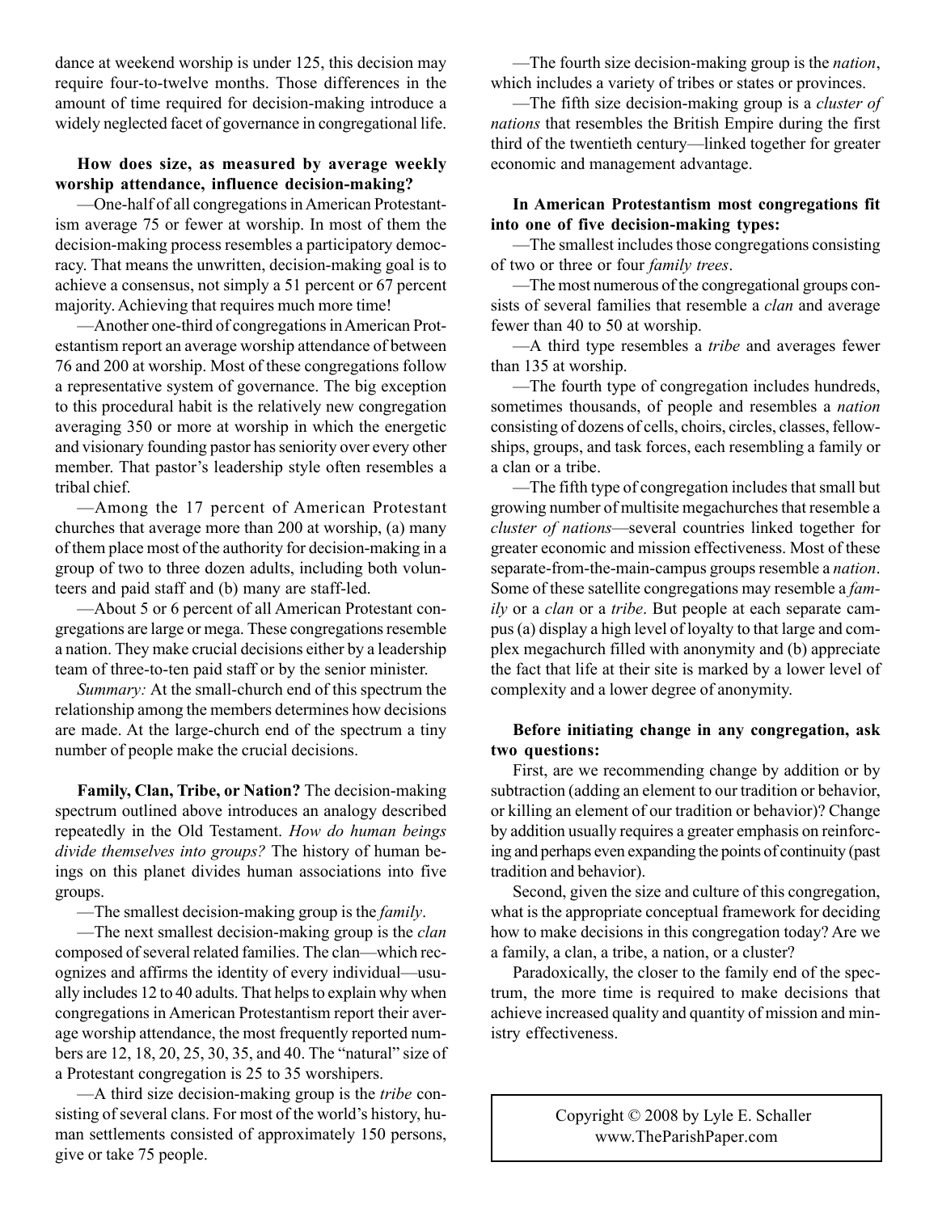dance at weekend worship is under 125, this decision may require four-to-twelve months. Those differences in the amount of time required for decision-making introduce a widely neglected facet of governance in congregational life.

**How does size, as measured by average weekly worship attendance, influence decision-making?**

—One-half of all congregations in American Protestantism average 75 or fewer at worship. In most of them the decision-making process resembles a participatory democracy. That means the unwritten, decision-making goal is to achieve a consensus, not simply a 51 percent or 67 percent majority. Achieving that requires much more time!

—Another one-third of congregations in American Protestantism report an average worship attendance of between 76 and 200 at worship. Most of these congregations follow a representative system of governance. The big exception to this procedural habit is the relatively new congregation averaging 350 or more at worship in which the energetic and visionary founding pastor has seniority over every other member. That pastor's leadership style often resembles a tribal chief.

—Among the 17 percent of American Protestant churches that average more than 200 at worship, (a) many of them place most of the authority for decision-making in a group of two to three dozen adults, including both volunteers and paid staff and (b) many are staff-led.

—About 5 or 6 percent of all American Protestant congregations are large or mega. These congregations resemble a nation. They make crucial decisions either by a leadership team of three-to-ten paid staff or by the senior minister.

*Summary:* At the small-church end of this spectrum the relationship among the members determines how decisions are made. At the large-church end of the spectrum a tiny number of people make the crucial decisions.

**Family, Clan, Tribe, or Nation?** The decision-making spectrum outlined above introduces an analogy described repeatedly in the Old Testament. *How do human beings divide themselves into groups?* The history of human beings on this planet divides human associations into five groups.

—The smallest decision-making group is the *family*.

—The next smallest decision-making group is the *clan* composed of several related families. The clan—which recognizes and affirms the identity of every individual—usually includes 12 to 40 adults. That helps to explain why when congregations in American Protestantism report their average worship attendance, the most frequently reported numbers are 12, 18, 20, 25, 30, 35, and 40. The "natural" size of a Protestant congregation is 25 to 35 worshipers.

—A third size decision-making group is the *tribe* consisting of several clans. For most of the world's history, human settlements consisted of approximately 150 persons, give or take 75 people.

—The fourth size decision-making group is the *nation*, which includes a variety of tribes or states or provinces.

—The fifth size decision-making group is a *cluster of nations* that resembles the British Empire during the first third of the twentieth century—linked together for greater economic and management advantage.

**In American Protestantism most congregations fit into one of five decision-making types:**

—The smallest includes those congregations consisting of two or three or four *family trees*.

—The most numerous of the congregational groups consists of several families that resemble a *clan* and average fewer than 40 to 50 at worship.

—A third type resembles a *tribe* and averages fewer than 135 at worship.

—The fourth type of congregation includes hundreds, sometimes thousands, of people and resembles a *nation* consisting of dozens of cells, choirs, circles, classes, fellowships, groups, and task forces, each resembling a family or a clan or a tribe.

—The fifth type of congregation includes that small but growing number of multisite megachurches that resemble a *cluster of nations*—several countries linked together for greater economic and mission effectiveness. Most of these separate-from-the-main-campus groups resemble a *nation*. Some of these satellite congregations may resemble a *family* or a *clan* or a *tribe*. But people at each separate campus (a) display a high level of loyalty to that large and complex megachurch filled with anonymity and (b) appreciate the fact that life at their site is marked by a lower level of complexity and a lower degree of anonymity.

**Before initiating change in any congregation, ask two questions:**

First, are we recommending change by addition or by subtraction (adding an element to our tradition or behavior, or killing an element of our tradition or behavior)? Change by addition usually requires a greater emphasis on reinforcing and perhaps even expanding the points of continuity (past tradition and behavior).

Second, given the size and culture of this congregation, what is the appropriate conceptual framework for deciding how to make decisions in this congregation today? Are we a family, a clan, a tribe, a nation, or a cluster?

Paradoxically, the closer to the family end of the spectrum, the more time is required to make decisions that achieve increased quality and quantity of mission and ministry effectiveness.

Copyright © 2008 by Lyle E. Schaller
www.TheParishPaper.com